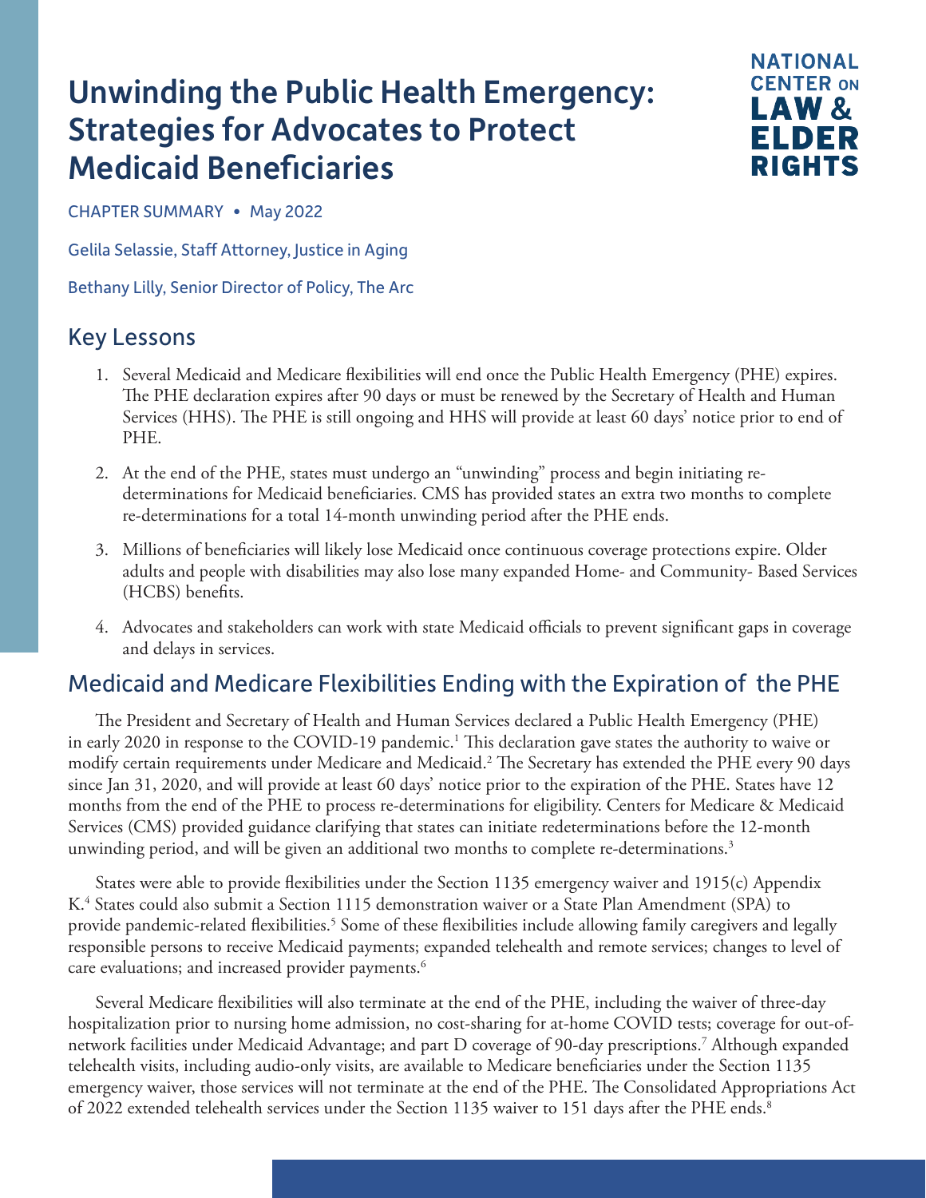# Unwinding the Public Health Emergency: Strategies for Advocates to Protect Medicaid Beneficiaries

NATIONAL CENTER ON LAW & ELDER RIGHTS

CHAPTER SUMMARY • May 2022

Gelila Selassie, Staff Attorney, Justice in Aging

Bethany Lilly, Senior Director of Policy, The Arc

## Key Lessons

1. Several Medicaid and Medicare flexibilities will end once the Public Health Emergency (PHE) expires. The PHE declaration expires after 90 days or must be renewed by the Secretary of Health and Human Services (HHS). The PHE is still ongoing and HHS will provide at least 60 days' notice prior to end of PHE.
2. At the end of the PHE, states must undergo an "unwinding" process and begin initiating re-determinations for Medicaid beneficiaries. CMS has provided states an extra two months to complete re-determinations for a total 14-month unwinding period after the PHE ends.
3. Millions of beneficiaries will likely lose Medicaid once continuous coverage protections expire. Older adults and people with disabilities may also lose many expanded Home- and Community- Based Services (HCBS) benefits.
4. Advocates and stakeholders can work with state Medicaid officials to prevent significant gaps in coverage and delays in services.

## Medicaid and Medicare Flexibilities Ending with the Expiration of the PHE

The President and Secretary of Health and Human Services declared a Public Health Emergency (PHE) in early 2020 in response to the COVID-19 pandemic.[1] This declaration gave states the authority to waive or modify certain requirements under Medicare and Medicaid.[2] The Secretary has extended the PHE every 90 days since Jan 31, 2020, and will provide at least 60 days' notice prior to the expiration of the PHE. States have 12 months from the end of the PHE to process re-determinations for eligibility. Centers for Medicare & Medicaid Services (CMS) provided guidance clarifying that states can initiate redeterminations before the 12-month unwinding period, and will be given an additional two months to complete re-determinations.[3]

States were able to provide flexibilities under the Section 1135 emergency waiver and 1915(c) Appendix K.[4] States could also submit a Section 1115 demonstration waiver or a State Plan Amendment (SPA) to provide pandemic-related flexibilities.[5] Some of these flexibilities include allowing family caregivers and legally responsible persons to receive Medicaid payments; expanded telehealth and remote services; changes to level of care evaluations; and increased provider payments.[6]

Several Medicare flexibilities will also terminate at the end of the PHE, including the waiver of three-day hospitalization prior to nursing home admission, no cost-sharing for at-home COVID tests; coverage for out-of-network facilities under Medicaid Advantage; and part D coverage of 90-day prescriptions.[7] Although expanded telehealth visits, including audio-only visits, are available to Medicare beneficiaries under the Section 1135 emergency waiver, those services will not terminate at the end of the PHE. The Consolidated Appropriations Act of 2022 extended telehealth services under the Section 1135 waiver to 151 days after the PHE ends.[8]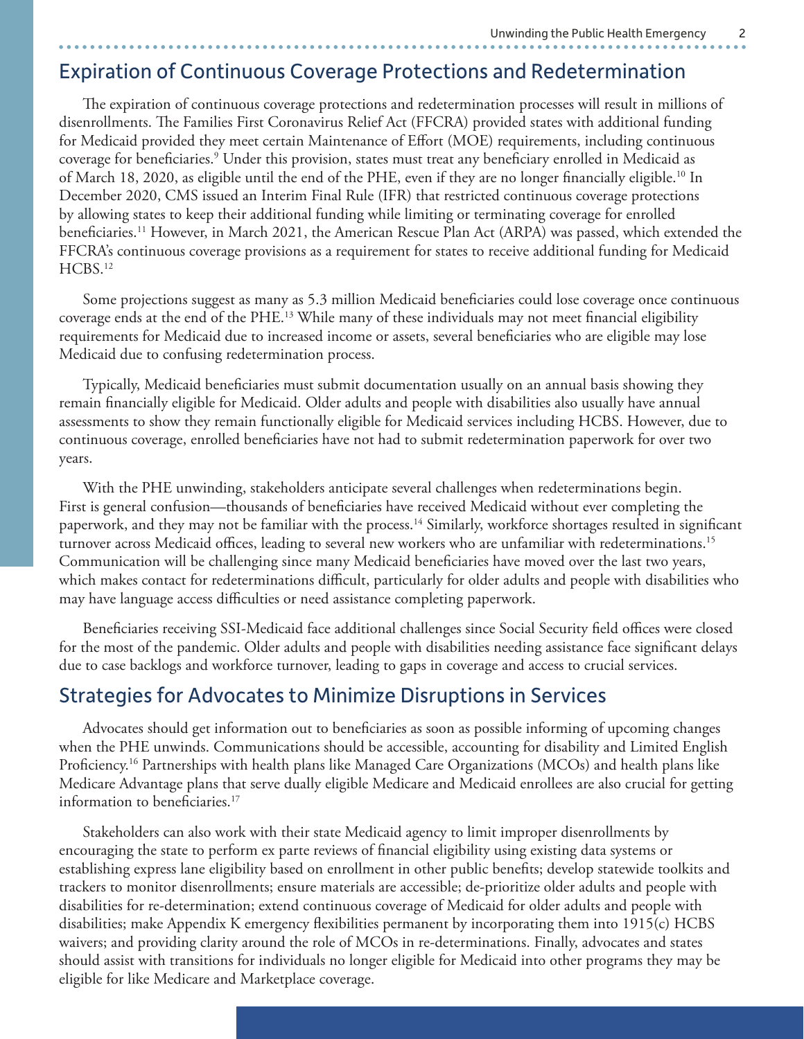## Expiration of Continuous Coverage Protections and Redetermination

The expiration of continuous coverage protections and redetermination processes will result in millions of disenrollments. The Families First Coronavirus Relief Act (FFCRA) provided states with additional funding for Medicaid provided they meet certain Maintenance of Effort (MOE) requirements, including continuous coverage for beneficiaries.[9] Under this provision, states must treat any beneficiary enrolled in Medicaid as of March 18, 2020, as eligible until the end of the PHE, even if they are no longer financially eligible.[10] In December 2020, CMS issued an Interim Final Rule (IFR) that restricted continuous coverage protections by allowing states to keep their additional funding while limiting or terminating coverage for enrolled beneficiaries.[11] However, in March 2021, the American Rescue Plan Act (ARPA) was passed, which extended the FFCRA's continuous coverage provisions as a requirement for states to receive additional funding for Medicaid HCBS.[12]

Some projections suggest as many as 5.3 million Medicaid beneficiaries could lose coverage once continuous coverage ends at the end of the PHE.[13] While many of these individuals may not meet financial eligibility requirements for Medicaid due to increased income or assets, several beneficiaries who are eligible may lose Medicaid due to confusing redetermination process.

Typically, Medicaid beneficiaries must submit documentation usually on an annual basis showing they remain financially eligible for Medicaid. Older adults and people with disabilities also usually have annual assessments to show they remain functionally eligible for Medicaid services including HCBS. However, due to continuous coverage, enrolled beneficiaries have not had to submit redetermination paperwork for over two years.

With the PHE unwinding, stakeholders anticipate several challenges when redeterminations begin. First is general confusion—thousands of beneficiaries have received Medicaid without ever completing the paperwork, and they may not be familiar with the process.[14] Similarly, workforce shortages resulted in significant turnover across Medicaid offices, leading to several new workers who are unfamiliar with redeterminations.[15] Communication will be challenging since many Medicaid beneficiaries have moved over the last two years, which makes contact for redeterminations difficult, particularly for older adults and people with disabilities who may have language access difficulties or need assistance completing paperwork.

Beneficiaries receiving SSI-Medicaid face additional challenges since Social Security field offices were closed for the most of the pandemic. Older adults and people with disabilities needing assistance face significant delays due to case backlogs and workforce turnover, leading to gaps in coverage and access to crucial services.

## Strategies for Advocates to Minimize Disruptions in Services

Advocates should get information out to beneficiaries as soon as possible informing of upcoming changes when the PHE unwinds. Communications should be accessible, accounting for disability and Limited English Proficiency.[16] Partnerships with health plans like Managed Care Organizations (MCOs) and health plans like Medicare Advantage plans that serve dually eligible Medicare and Medicaid enrollees are also crucial for getting information to beneficiaries.[17]

Stakeholders can also work with their state Medicaid agency to limit improper disenrollments by encouraging the state to perform ex parte reviews of financial eligibility using existing data systems or establishing express lane eligibility based on enrollment in other public benefits; develop statewide toolkits and trackers to monitor disenrollments; ensure materials are accessible; de-prioritize older adults and people with disabilities for re-determination; extend continuous coverage of Medicaid for older adults and people with disabilities; make Appendix K emergency flexibilities permanent by incorporating them into 1915(c) HCBS waivers; and providing clarity around the role of MCOs in re-determinations. Finally, advocates and states should assist with transitions for individuals no longer eligible for Medicaid into other programs they may be eligible for like Medicare and Marketplace coverage.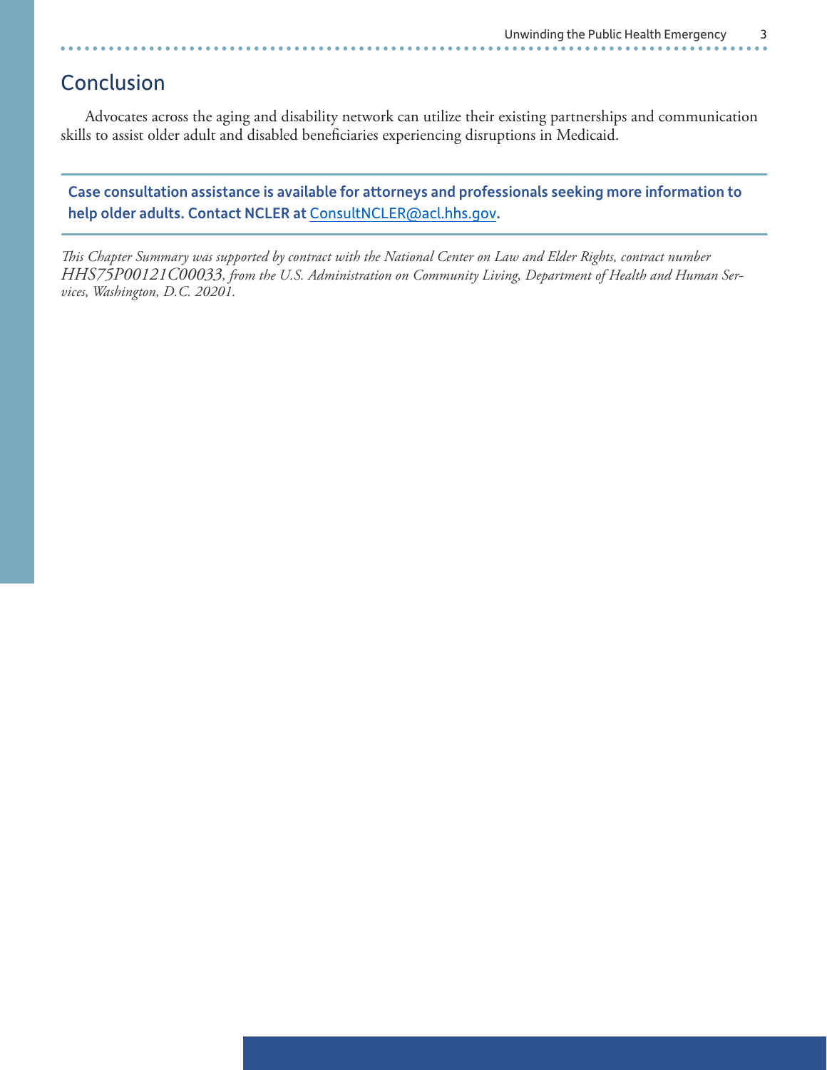## Conclusion

Advocates across the aging and disability network can utilize their existing partnerships and communication skills to assist older adult and disabled beneficiaries experiencing disruptions in Medicaid.

**Case consultation assistance is available for attorneys and professionals seeking more information to help older adults. Contact NCLER at [ConsultNCLER@acl.hhs.gov](mailto:ConsultNCLER@acl.hhs.gov).**

*This Chapter Summary was supported by contract with the National Center on Law and Elder Rights, contract number HHS75P00121C00033, from the U.S. Administration on Community Living, Department of Health and Human Services, Washington, D.C. 20201.*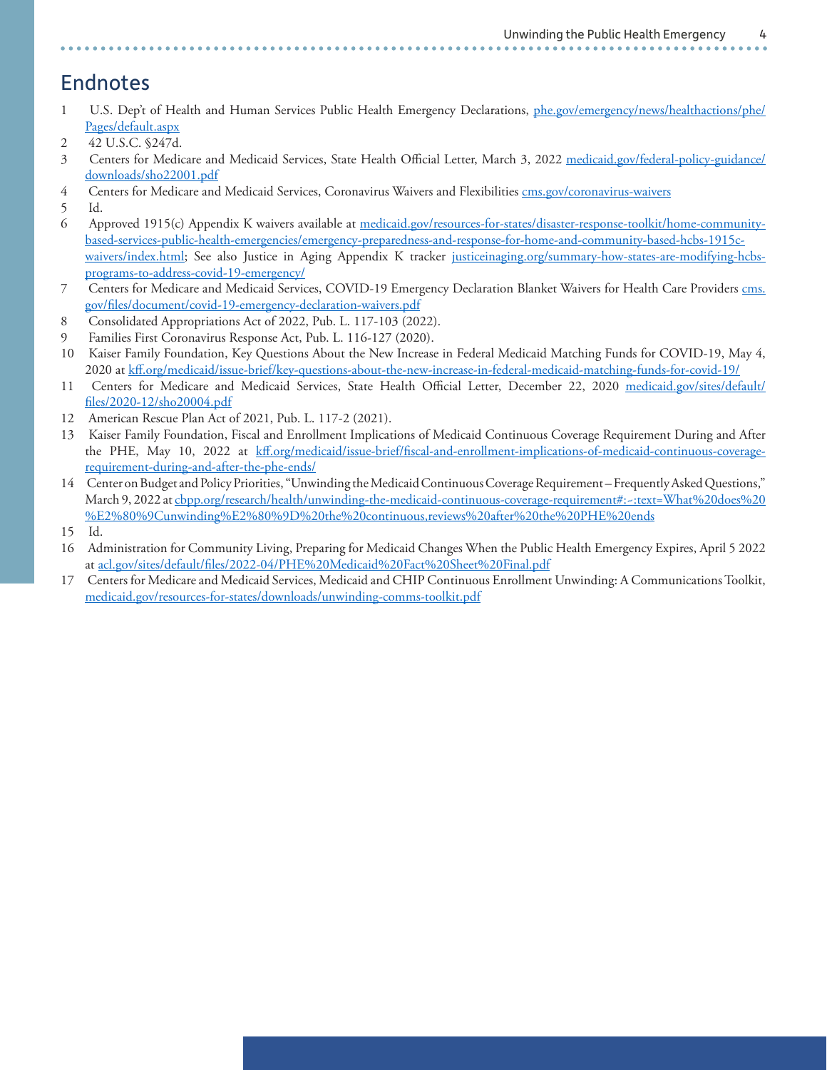## Endnotes

1. U.S. Dep't of Health and Human Services Public Health Emergency Declarations, phe.gov/emergency/news/healthactions/phe/Pages/default.aspx
2. 42 U.S.C. §247d.
3. Centers for Medicare and Medicaid Services, State Health Official Letter, March 3, 2022 medicaid.gov/federal-policy-guidance/downloads/sho22001.pdf
4. Centers for Medicare and Medicaid Services, Coronavirus Waivers and Flexibilities cms.gov/coronavirus-waivers
5. Id.
6. Approved 1915(c) Appendix K waivers available at medicaid.gov/resources-for-states/disaster-response-toolkit/home-community-based-services-public-health-emergencies/emergency-preparedness-and-response-for-home-and-community-based-hcbs-1915c-waivers/index.html; See also Justice in Aging Appendix K tracker justiceinaging.org/summary-how-states-are-modifying-hcbs-programs-to-address-covid-19-emergency/
7. Centers for Medicare and Medicaid Services, COVID-19 Emergency Declaration Blanket Waivers for Health Care Providers cms.gov/files/document/covid-19-emergency-declaration-waivers.pdf
8. Consolidated Appropriations Act of 2022, Pub. L. 117-103 (2022).
9. Families First Coronavirus Response Act, Pub. L. 116-127 (2020).
10. Kaiser Family Foundation, Key Questions About the New Increase in Federal Medicaid Matching Funds for COVID-19, May 4, 2020 at kff.org/medicaid/issue-brief/key-questions-about-the-new-increase-in-federal-medicaid-matching-funds-for-covid-19/
11. Centers for Medicare and Medicaid Services, State Health Official Letter, December 22, 2020 medicaid.gov/sites/default/files/2020-12/sho20004.pdf
12. American Rescue Plan Act of 2021, Pub. L. 117-2 (2021).
13. Kaiser Family Foundation, Fiscal and Enrollment Implications of Medicaid Continuous Coverage Requirement During and After the PHE, May 10, 2022 at kff.org/medicaid/issue-brief/fiscal-and-enrollment-implications-of-medicaid-continuous-coverage-requirement-during-and-after-the-phe-ends/
14. Center on Budget and Policy Priorities, "Unwinding the Medicaid Continuous Coverage Requirement – Frequently Asked Questions," March 9, 2022 at cbpp.org/research/health/unwinding-the-medicaid-continuous-coverage-requirement#:~:text=What%20does%20%E2%80%9Cunwinding%E2%80%9D%20the%20continuous,reviews%20after%20the%20PHE%20ends
15. Id.
16. Administration for Community Living, Preparing for Medicaid Changes When the Public Health Emergency Expires, April 5 2022 at acl.gov/sites/default/files/2022-04/PHE%20Medicaid%20Fact%20Sheet%20Final.pdf
17. Centers for Medicare and Medicaid Services, Medicaid and CHIP Continuous Enrollment Unwinding: A Communications Toolkit, medicaid.gov/resources-for-states/downloads/unwinding-comms-toolkit.pdf